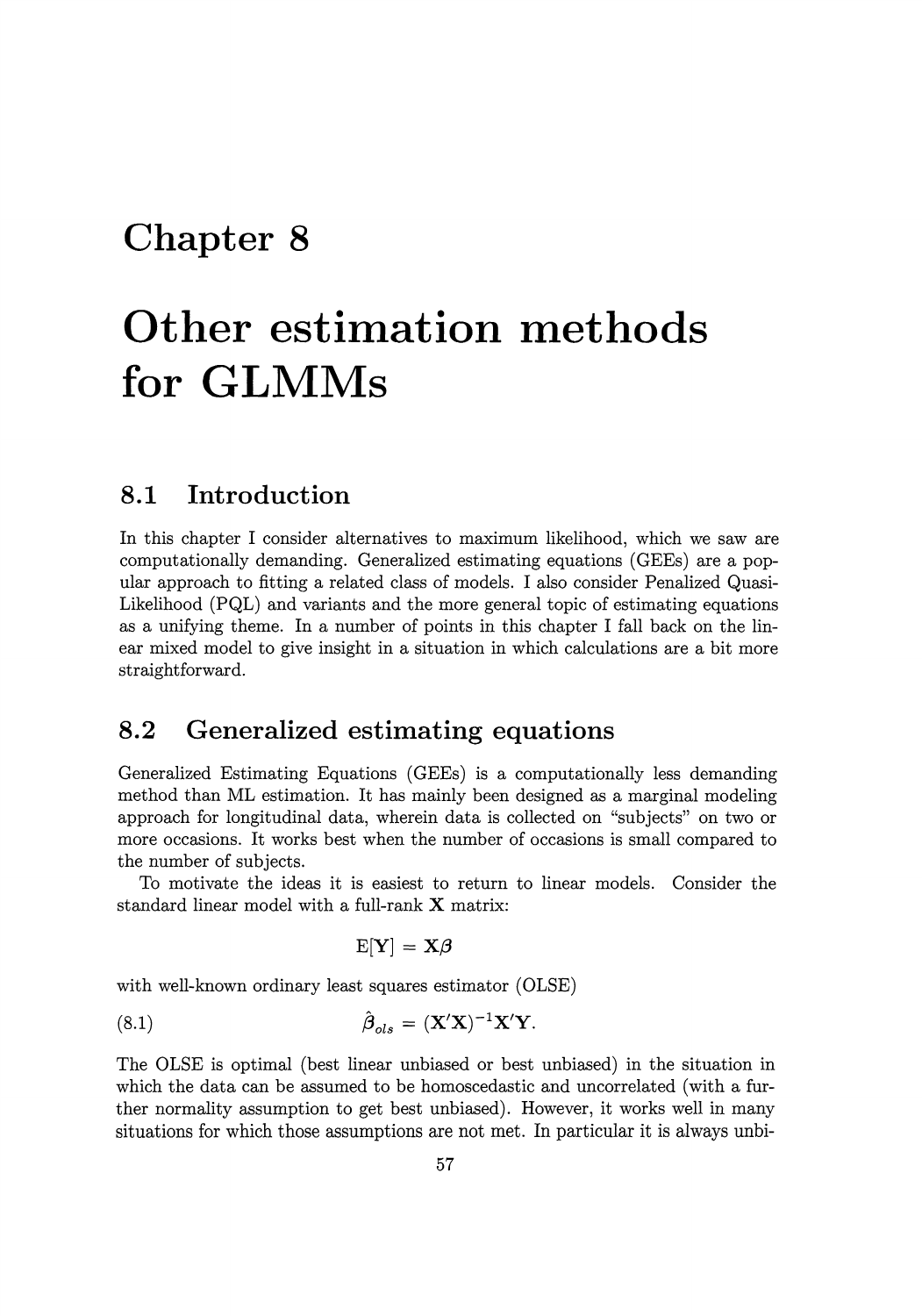# Chapter 8

# Other estimation methods for GLMMs

## 8.1 Introduction

In this chapter I consider alternatives to maximum likelihood, which we saw are computationally demanding. Generalized estimating equations (GEEs) are a popular approach to fitting a related class of models. I also consider Penalized Quasi-Likelihood (PQL) and variants and the more general topic of estimating equations as a unifying theme. In a number of points in this chapter I fall back on the linear mixed model to give insight in a situation in which calculations are a bit more straightforward.

## 8.2 Generalized estimating equations

Generalized Estimating Equations (GEEs) is a computationally less demanding method than ML estimation. It has mainly been designed as a marginal modeling approach for longitudinal data, wherein data is collected on "subjects" on two or more occasions. It works best when the number of occasions is small compared to the number of subjects.

To motivate the ideas it is easiest to return to linear models. Consider the standard linear model with a full-rank $\mathbf{X}$ matrix:

$$\mathrm{E}[\mathbf{Y}] = \mathbf{X}\boldsymbol{\beta}$$

with well-known ordinary least squares estimator (OLSE)

$$\hat{\boldsymbol{\beta}}_{ols} = (\mathbf{X}'\mathbf{X})^{-1}\mathbf{X}'\mathbf{Y}. \tag{8.1}$$

The OLSE is optimal (best linear unbiased or best unbiased) in the situation in which the data can be assumed to be homoscedastic and uncorrelated (with a further normality assumption to get best unbiased). However, it works well in many situations for which those assumptions are not met. In particular it is always unbi-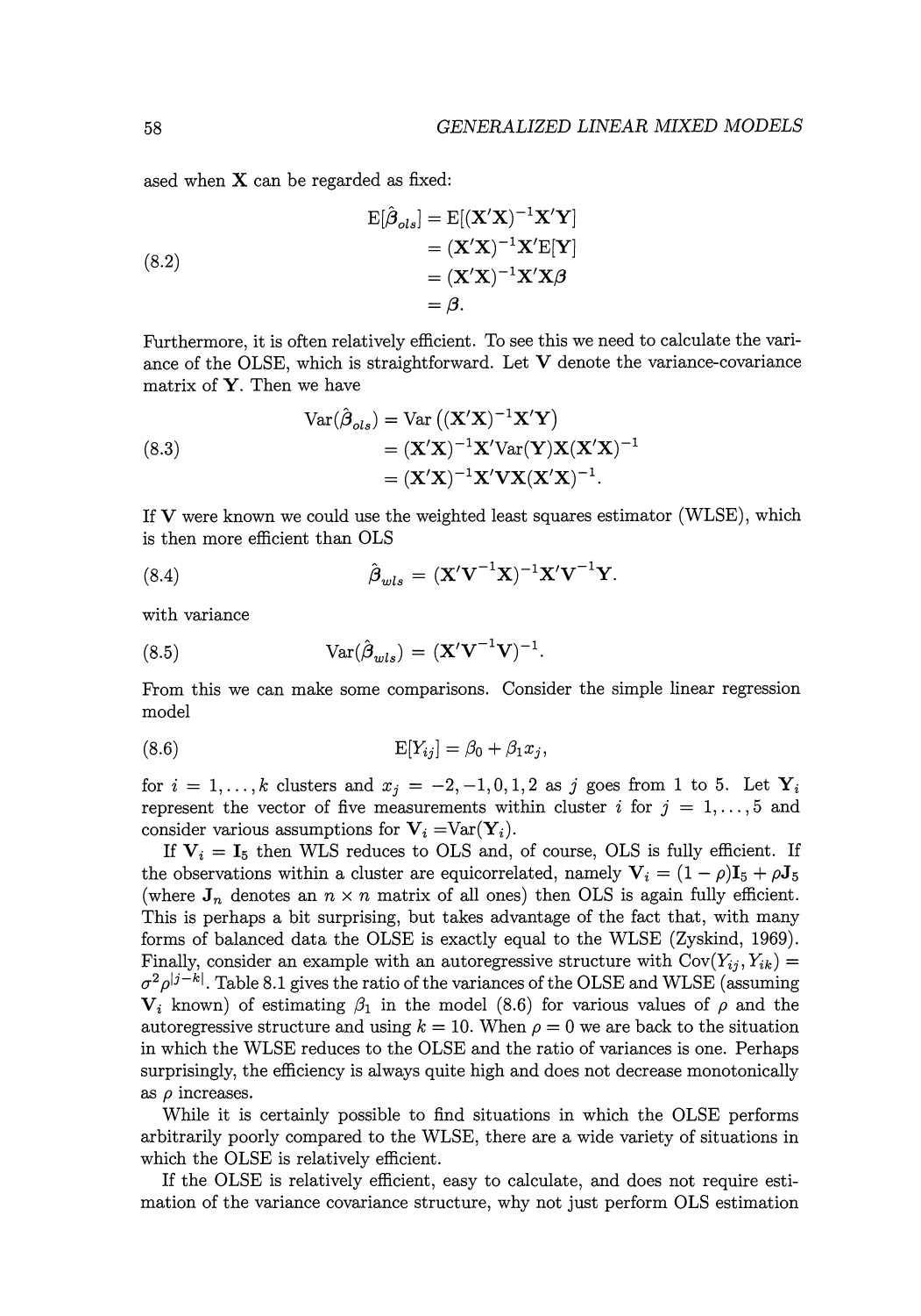ased when $\mathbf{X}$ can be regarded as fixed:

$$
\begin{aligned}
\mathrm{E}[\hat{\boldsymbol{\beta}}_{ols}] &= \mathrm{E}[(\mathbf{X}'\mathbf{X})^{-1}\mathbf{X}'\mathbf{Y}] \\
&= (\mathbf{X}'\mathbf{X})^{-1}\mathbf{X}'\mathrm{E}[\mathbf{Y}] \\
&= (\mathbf{X}'\mathbf{X})^{-1}\mathbf{X}'\mathbf{X}\boldsymbol{\beta} \\
&= \boldsymbol{\beta}.
\end{aligned} \tag{8.2}
$$

Furthermore, it is often relatively efficient. To see this we need to calculate the variance of the OLSE, which is straightforward. Let $\mathbf{V}$ denote the variance-covariance matrix of $\mathbf{Y}$. Then we have

$$
\begin{aligned}
\mathrm{Var}(\hat{\boldsymbol{\beta}}_{ols}) &= \mathrm{Var}\left((\mathbf{X}'\mathbf{X})^{-1}\mathbf{X}'\mathbf{Y}\right) \\
&= (\mathbf{X}'\mathbf{X})^{-1}\mathbf{X}'\mathrm{Var}(\mathbf{Y})\mathbf{X}(\mathbf{X}'\mathbf{X})^{-1} \\
&= (\mathbf{X}'\mathbf{X})^{-1}\mathbf{X}'\mathbf{V}\mathbf{X}(\mathbf{X}'\mathbf{X})^{-1}.
\end{aligned} \tag{8.3}
$$

If $\mathbf{V}$ were known we could use the weighted least squares estimator (WLSE), which is then more efficient than OLS

$$
\hat{\boldsymbol{\beta}}_{wls} = (\mathbf{X}'\mathbf{V}^{-1}\mathbf{X})^{-1}\mathbf{X}'\mathbf{V}^{-1}\mathbf{Y}. \tag{8.4}
$$

with variance

$$
\mathrm{Var}(\hat{\boldsymbol{\beta}}_{wls}) = (\mathbf{X}'\mathbf{V}^{-1}\mathbf{V})^{-1}. \tag{8.5}
$$

From this we can make some comparisons. Consider the simple linear regression model

$$
\mathrm{E}[Y_{ij}] = \beta_0 + \beta_1 x_j, \tag{8.6}
$$

for $i = 1, \ldots, k$ clusters and $x_j = -2, -1, 0, 1, 2$ as $j$ goes from 1 to 5. Let $\mathbf{Y}_i$ represent the vector of five measurements within cluster $i$ for $j = 1, \ldots, 5$ and consider various assumptions for $\mathbf{V}_i = \mathrm{Var}(\mathbf{Y}_i)$.

If $\mathbf{V}_i = \mathbf{I}_5$ then WLS reduces to OLS and, of course, OLS is fully efficient. If the observations within a cluster are equicorrelated, namely $\mathbf{V}_i = (1-\rho)\mathbf{I}_5 + \rho\mathbf{J}_5$ (where $\mathbf{J}_n$ denotes an $n \times n$ matrix of all ones) then OLS is again fully efficient. This is perhaps a bit surprising, but takes advantage of the fact that, with many forms of balanced data the OLSE is exactly equal to the WLSE (Zyskind, 1969). Finally, consider an example with an autoregressive structure with $\mathrm{Cov}(Y_{ij}, Y_{ik}) = \sigma^2\rho^{|j-k|}$. Table 8.1 gives the ratio of the variances of the OLSE and WLSE (assuming $\mathbf{V}_i$ known) of estimating $\beta_1$ in the model (8.6) for various values of $\rho$ and the autoregressive structure and using $k = 10$. When $\rho = 0$ we are back to the situation in which the WLSE reduces to the OLSE and the ratio of variances is one. Perhaps surprisingly, the efficiency is always quite high and does not decrease monotonically as $\rho$ increases.

While it is certainly possible to find situations in which the OLSE performs arbitrarily poorly compared to the WLSE, there are a wide variety of situations in which the OLSE is relatively efficient.

If the OLSE is relatively efficient, easy to calculate, and does not require estimation of the variance covariance structure, why not just perform OLS estimation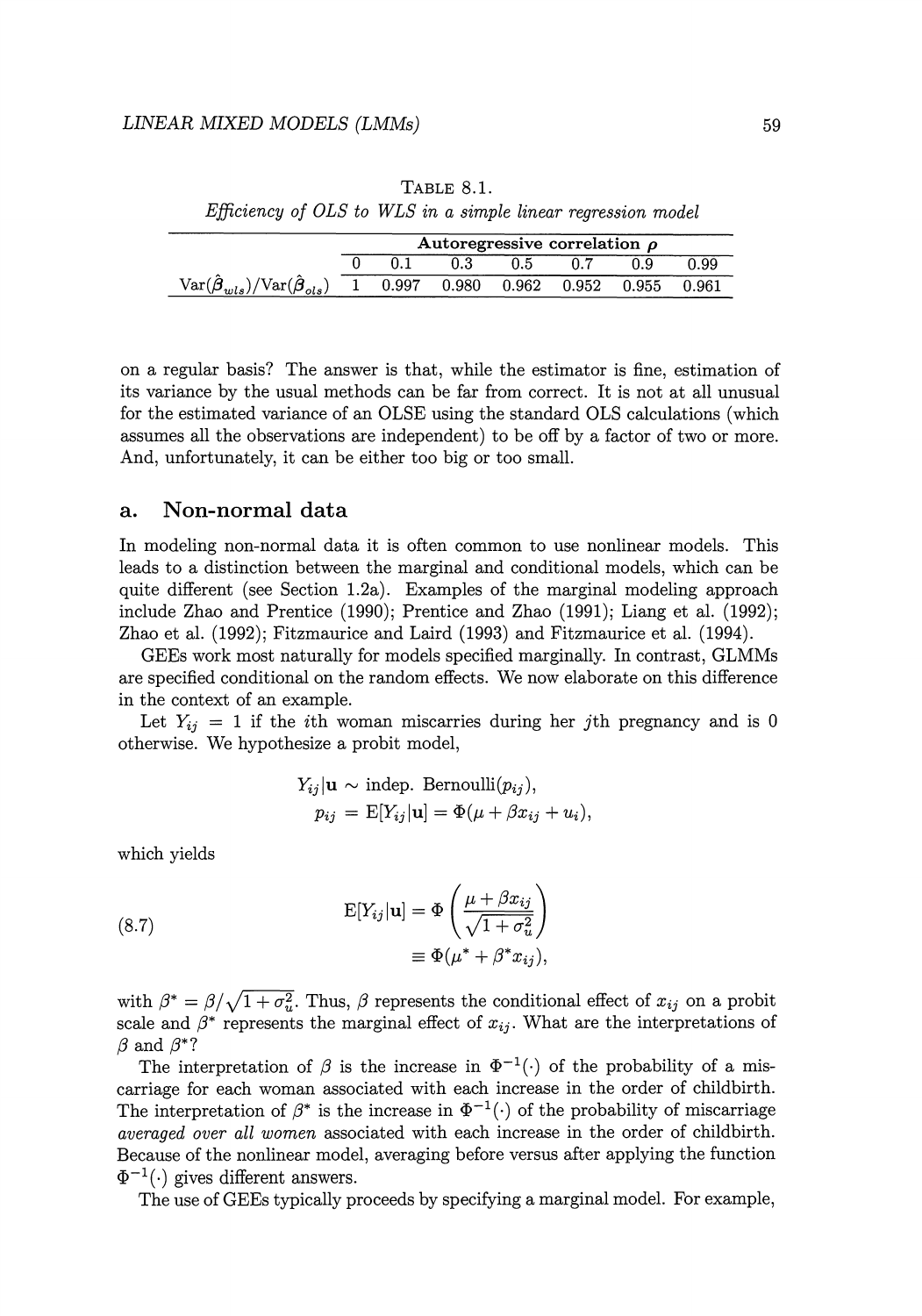TABLE 8.1.
*Efficiency of OLS to WLS in a simple linear regression model*

| | Autoregressive correlation $\rho$ | | | | | | |
|---|---|---|---|---|---|---|---|
| | 0 | 0.1 | 0.3 | 0.5 | 0.7 | 0.9 | 0.99 |
| $\text{Var}(\hat{\boldsymbol{\beta}}_{wls})/\text{Var}(\hat{\boldsymbol{\beta}}_{ols})$ | 1 | 0.997 | 0.980 | 0.962 | 0.952 | 0.955 | 0.961 |

on a regular basis? The answer is that, while the estimator is fine, estimation of its variance by the usual methods can be far from correct. It is not at all unusual for the estimated variance of an OLSE using the standard OLS calculations (which assumes all the observations are independent) to be off by a factor of two or more. And, unfortunately, it can be either too big or too small.

## a. Non-normal data

In modeling non-normal data it is often common to use nonlinear models. This leads to a distinction between the marginal and conditional models, which can be quite different (see Section 1.2a). Examples of the marginal modeling approach include Zhao and Prentice (1990); Prentice and Zhao (1991); Liang et al. (1992); Zhao et al. (1992); Fitzmaurice and Laird (1993) and Fitzmaurice et al. (1994).

GEEs work most naturally for models specified marginally. In contrast, GLMMs are specified conditional on the random effects. We now elaborate on this difference in the context of an example.

Let $Y_{ij} = 1$ if the $i$th woman miscarries during her $j$th pregnancy and is 0 otherwise. We hypothesize a probit model,

$$Y_{ij}|\mathbf{u} \sim \text{indep. Bernoulli}(p_{ij}),$$
$$p_{ij} = \text{E}[Y_{ij}|\mathbf{u}] = \Phi(\mu + \beta x_{ij} + u_i),$$

which yields

$$\text{E}[Y_{ij}|\mathbf{u}] = \Phi\left(\frac{\mu + \beta x_{ij}}{\sqrt{1+\sigma_u^2}}\right) \tag{8.7}$$
$$\equiv \Phi(\mu^* + \beta^* x_{ij}),$$

with $\beta^* = \beta/\sqrt{1+\sigma_u^2}$. Thus, $\beta$ represents the conditional effect of $x_{ij}$ on a probit scale and $\beta^*$ represents the marginal effect of $x_{ij}$. What are the interpretations of $\beta$ and $\beta^*$?

The interpretation of $\beta$ is the increase in $\Phi^{-1}(\cdot)$ of the probability of a miscarriage for each woman associated with each increase in the order of childbirth. The interpretation of $\beta^*$ is the increase in $\Phi^{-1}(\cdot)$ of the probability of miscarriage *averaged over all women* associated with each increase in the order of childbirth. Because of the nonlinear model, averaging before versus after applying the function $\Phi^{-1}(\cdot)$ gives different answers.

The use of GEEs typically proceeds by specifying a marginal model. For example,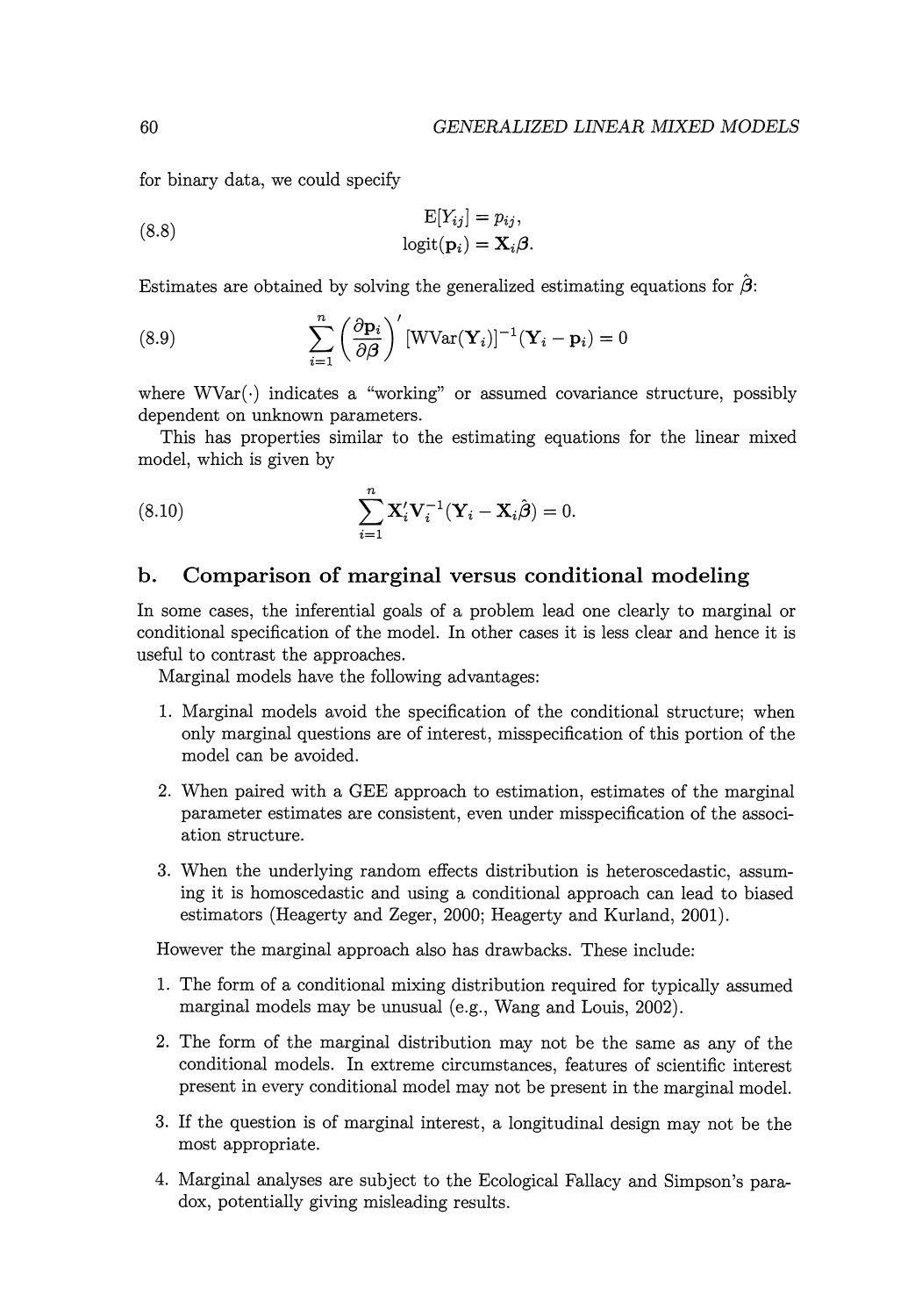for binary data, we could specify

$$
\begin{aligned}
\mathrm{E}[Y_{ij}] &= p_{ij}, \\
\mathrm{logit}(\mathbf{p}_i) &= \mathbf{X}_i\boldsymbol{\beta}.
\end{aligned}
\tag{8.8}
$$

Estimates are obtained by solving the generalized estimating equations for $\hat{\boldsymbol{\beta}}$:

$$
\sum_{i=1}^{n} \left(\frac{\partial \mathbf{p}_i}{\partial \boldsymbol{\beta}}\right)' [\mathrm{WVar}(\mathbf{Y}_i)]^{-1}(\mathbf{Y}_i - \mathbf{p}_i) = 0 \tag{8.9}
$$

where WVar$(\cdot)$ indicates a "working" or assumed covariance structure, possibly dependent on unknown parameters.

This has properties similar to the estimating equations for the linear mixed model, which is given by

$$
\sum_{i=1}^{n} \mathbf{X}_i' \mathbf{V}_i^{-1}(\mathbf{Y}_i - \mathbf{X}_i\hat{\beta}) = 0. \tag{8.10}
$$

## b. Comparison of marginal versus conditional modeling

In some cases, the inferential goals of a problem lead one clearly to marginal or conditional specification of the model. In other cases it is less clear and hence it is useful to contrast the approaches.

Marginal models have the following advantages:

1. Marginal models avoid the specification of the conditional structure; when only marginal questions are of interest, misspecification of this portion of the model can be avoided.

2. When paired with a GEE approach to estimation, estimates of the marginal parameter estimates are consistent, even under misspecification of the association structure.

3. When the underlying random effects distribution is heteroscedastic, assuming it is homoscedastic and using a conditional approach can lead to biased estimators (Heagerty and Zeger, 2000; Heagerty and Kurland, 2001).

However the marginal approach also has drawbacks. These include:

1. The form of a conditional mixing distribution required for typically assumed marginal models may be unusual (e.g., Wang and Louis, 2002).

2. The form of the marginal distribution may not be the same as any of the conditional models. In extreme circumstances, features of scientific interest present in every conditional model may not be present in the marginal model.

3. If the question is of marginal interest, a longitudinal design may not be the most appropriate.

4. Marginal analyses are subject to the Ecological Fallacy and Simpson's paradox, potentially giving misleading results.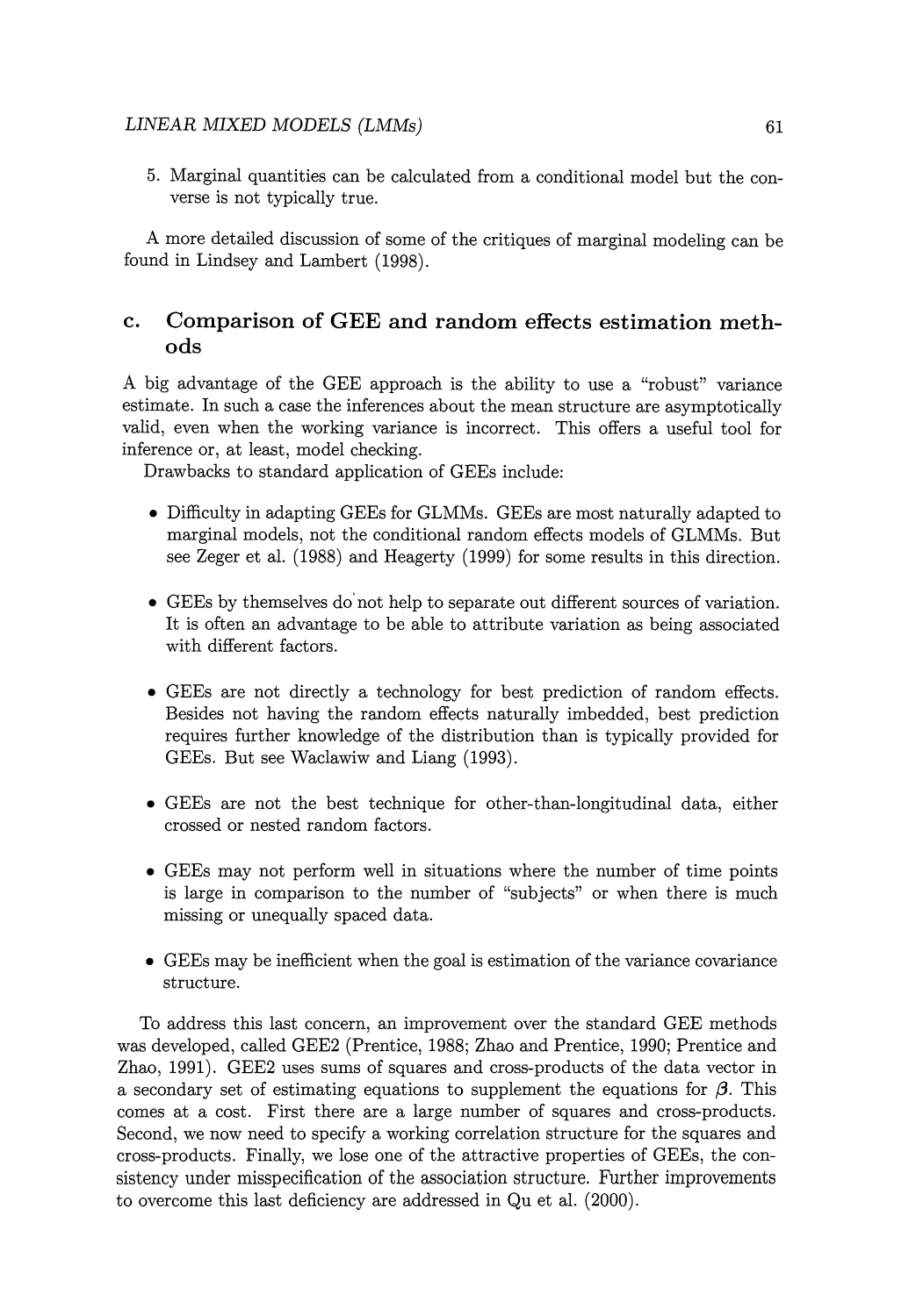5. Marginal quantities can be calculated from a conditional model but the converse is not typically true.

A more detailed discussion of some of the critiques of marginal modeling can be found in Lindsey and Lambert (1998).

## c. Comparison of GEE and random effects estimation methods

A big advantage of the GEE approach is the ability to use a "robust" variance estimate. In such a case the inferences about the mean structure are asymptotically valid, even when the working variance is incorrect. This offers a useful tool for inference or, at least, model checking.

Drawbacks to standard application of GEEs include:

- Difficulty in adapting GEEs for GLMMs. GEEs are most naturally adapted to marginal models, not the conditional random effects models of GLMMs. But see Zeger et al. (1988) and Heagerty (1999) for some results in this direction.

- GEEs by themselves do not help to separate out different sources of variation. It is often an advantage to be able to attribute variation as being associated with different factors.

- GEEs are not directly a technology for best prediction of random effects. Besides not having the random effects naturally imbedded, best prediction requires further knowledge of the distribution than is typically provided for GEEs. But see Waclawiw and Liang (1993).

- GEEs are not the best technique for other-than-longitudinal data, either crossed or nested random factors.

- GEEs may not perform well in situations where the number of time points is large in comparison to the number of "subjects" or when there is much missing or unequally spaced data.

- GEEs may be inefficient when the goal is estimation of the variance covariance structure.

To address this last concern, an improvement over the standard GEE methods was developed, called GEE2 (Prentice, 1988; Zhao and Prentice, 1990; Prentice and Zhao, 1991). GEE2 uses sums of squares and cross-products of the data vector in a secondary set of estimating equations to supplement the equations for $\boldsymbol{\beta}$. This comes at a cost. First there are a large number of squares and cross-products. Second, we now need to specify a working correlation structure for the squares and cross-products. Finally, we lose one of the attractive properties of GEEs, the consistency under misspecification of the association structure. Further improvements to overcome this last deficiency are addressed in Qu et al. (2000).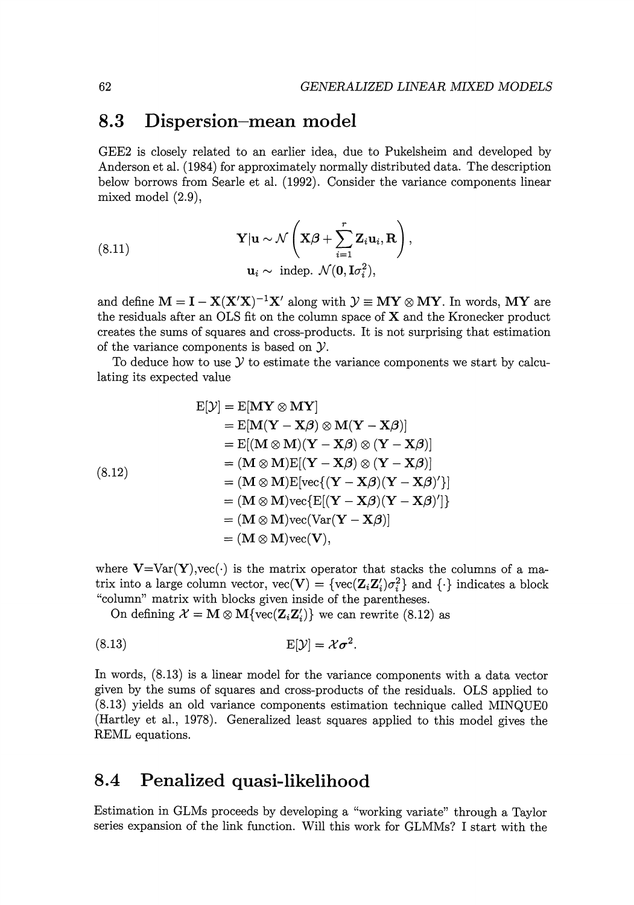## 8.3 Dispersion–mean model

GEE2 is closely related to an earlier idea, due to Pukelsheim and developed by Anderson et al. (1984) for approximately normally distributed data. The description below borrows from Searle et al. (1992). Consider the variance components linear mixed model (2.9),

$$
\begin{aligned}
\mathbf{Y}|\mathbf{u} &\sim \mathcal{N}\left(\mathbf{X}\boldsymbol{\beta} + \sum_{i=1}^{r} \mathbf{Z}_i\mathbf{u}_i, \mathbf{R}\right), \\
\mathbf{u}_i &\sim \text{ indep. } \mathcal{N}(\mathbf{0}, \mathbf{I}\sigma_i^2),
\end{aligned}
\tag{8.11}
$$

and define $\mathbf{M} = \mathbf{I} - \mathbf{X}(\mathbf{X}'\mathbf{X})^{-1}\mathbf{X}'$ along with $\mathcal{Y} \equiv \mathbf{MY} \otimes \mathbf{MY}$. In words, $\mathbf{MY}$ are the residuals after an OLS fit on the column space of $\mathbf{X}$ and the Kronecker product creates the sums of squares and cross-products. It is not surprising that estimation of the variance components is based on $\mathcal{Y}$.

To deduce how to use $\mathcal{Y}$ to estimate the variance components we start by calculating its expected value

$$
\begin{aligned}
\mathrm{E}[\mathcal{Y}] &= \mathrm{E}[\mathbf{MY} \otimes \mathbf{MY}] \\
&= \mathrm{E}[\mathbf{M}(\mathbf{Y} - \mathbf{X}\boldsymbol{\beta}) \otimes \mathbf{M}(\mathbf{Y} - \mathbf{X}\boldsymbol{\beta})] \\
&= \mathrm{E}[(\mathbf{M} \otimes \mathbf{M})(\mathbf{Y} - \mathbf{X}\boldsymbol{\beta}) \otimes (\mathbf{Y} - \mathbf{X}\boldsymbol{\beta})] \\
&= (\mathbf{M} \otimes \mathbf{M})\mathrm{E}[(\mathbf{Y} - \mathbf{X}\boldsymbol{\beta}) \otimes (\mathbf{Y} - \mathbf{X}\boldsymbol{\beta})] \\
&= (\mathbf{M} \otimes \mathbf{M})\mathrm{E}[\mathrm{vec}\{(\mathbf{Y} - \mathbf{X}\boldsymbol{\beta})(\mathbf{Y} - \mathbf{X}\boldsymbol{\beta})'\}] \\
&= (\mathbf{M} \otimes \mathbf{M})\mathrm{vec}\{\mathrm{E}[(\mathbf{Y} - \mathbf{X}\boldsymbol{\beta})(\mathbf{Y} - \mathbf{X}\boldsymbol{\beta})']\} \\
&= (\mathbf{M} \otimes \mathbf{M})\mathrm{vec}(\mathrm{Var}(\mathbf{Y} - \mathbf{X}\boldsymbol{\beta})] \\
&= (\mathbf{M} \otimes \mathbf{M})\mathrm{vec}(\mathbf{V}),
\end{aligned}
\tag{8.12}
$$

where $\mathbf{V}$=Var($\mathbf{Y}$),vec($\cdot$) is the matrix operator that stacks the columns of a matrix into a large column vector, $\mathrm{vec}(\mathbf{V}) = \{\mathrm{vec}(\mathbf{Z}_i\mathbf{Z}_i')\sigma_i^2\}$ and $\{\cdot\}$ indicates a block "column" matrix with blocks given inside of the parentheses.

On defining $\mathcal{X} = \mathbf{M} \otimes \mathbf{M}\{\mathrm{vec}(\mathbf{Z}_i\mathbf{Z}_i')\}$ we can rewrite (8.12) as

$$
\mathrm{E}[\mathcal{Y}] = \mathcal{X}\boldsymbol{\sigma}^2. \tag{8.13}
$$

In words, (8.13) is a linear model for the variance components with a data vector given by the sums of squares and cross-products of the residuals. OLS applied to (8.13) yields an old variance components estimation technique called MINQUE0 (Hartley et al., 1978). Generalized least squares applied to this model gives the REML equations.

## 8.4 Penalized quasi-likelihood

Estimation in GLMs proceeds by developing a "working variate" through a Taylor series expansion of the link function. Will this work for GLMMs? I start with the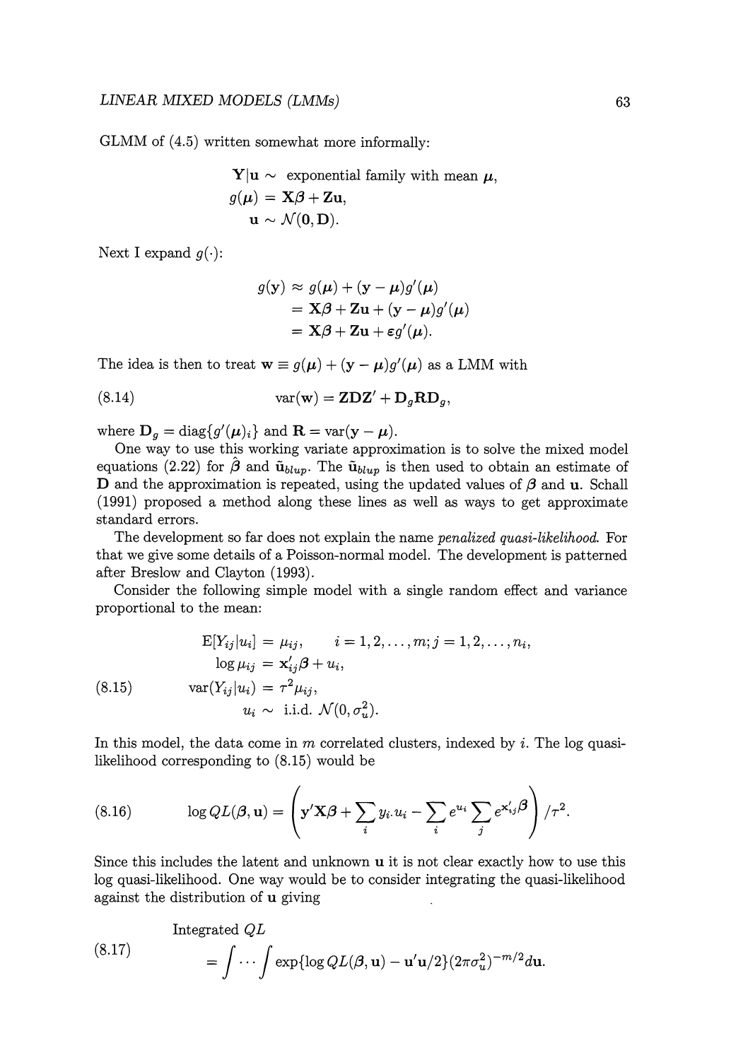GLMM of (4.5) written somewhat more informally:

$$
\begin{aligned}
\mathbf{Y}|\mathbf{u} &\sim \text{ exponential family with mean } \boldsymbol{\mu}, \\
g(\boldsymbol{\mu}) &= \mathbf{X}\boldsymbol{\beta} + \mathbf{Z}\mathbf{u}, \\
\mathbf{u} &\sim \mathcal{N}(\mathbf{0}, \mathbf{D}).
\end{aligned}
$$

Next I expand $g(\cdot)$:

$$
\begin{aligned}
g(\mathbf{y}) &\approx g(\boldsymbol{\mu}) + (\mathbf{y} - \boldsymbol{\mu})g'(\boldsymbol{\mu}) \\
&= \mathbf{X}\boldsymbol{\beta} + \mathbf{Z}\mathbf{u} + (\mathbf{y} - \boldsymbol{\mu})g'(\boldsymbol{\mu}) \\
&= \mathbf{X}\boldsymbol{\beta} + \mathbf{Z}\mathbf{u} + \boldsymbol{\varepsilon}g'(\boldsymbol{\mu}).
\end{aligned}
$$

The idea is then to treat $\mathbf{w} \equiv g(\boldsymbol{\mu}) + (\mathbf{y} - \boldsymbol{\mu})g'(\boldsymbol{\mu})$ as a LMM with

$$
\text{var}(\mathbf{w}) = \mathbf{Z}\mathbf{D}\mathbf{Z}' + \mathbf{D}_g\mathbf{R}\mathbf{D}_g, \tag{8.14}
$$

where $\mathbf{D}_g = \text{diag}\{g'(\boldsymbol{\mu})_i\}$ and $\mathbf{R} = \text{var}(\mathbf{y} - \boldsymbol{\mu})$.

One way to use this working variate approximation is to solve the mixed model equations (2.22) for $\hat{\boldsymbol{\beta}}$ and $\tilde{\mathbf{u}}_{blup}$. The $\tilde{\mathbf{u}}_{blup}$ is then used to obtain an estimate of $\mathbf{D}$ and the approximation is repeated, using the updated values of $\boldsymbol{\beta}$ and $\mathbf{u}$. Schall (1991) proposed a method along these lines as well as ways to get approximate standard errors.

The development so far does not explain the name *penalized quasi-likelihood.* For that we give some details of a Poisson-normal model. The development is patterned after Breslow and Clayton (1993).

Consider the following simple model with a single random effect and variance proportional to the mean:

$$
\begin{aligned}
\text{E}[Y_{ij}|u_i] &= \mu_{ij}, \qquad i = 1, 2, \ldots, m; j = 1, 2, \ldots, n_i, \\
\log \mu_{ij} &= \mathbf{x}_{ij}'\boldsymbol{\beta} + u_i, \\
\text{var}(Y_{ij}|u_i) &= \tau^2\mu_{ij}, \\
u_i &\sim \text{ i.i.d. } \mathcal{N}(0, \sigma_u^2).
\end{aligned} \tag{8.15}
$$

In this model, the data come in $m$ correlated clusters, indexed by $i$. The log quasi-likelihood corresponding to (8.15) would be

$$
\log QL(\boldsymbol{\beta}, \mathbf{u}) = \left( \mathbf{y}'\mathbf{X}\boldsymbol{\beta} + \sum_i y_{i\cdot}u_i - \sum_i e^{u_i} \sum_j e^{\mathbf{x}_{ij}'\boldsymbol{\beta}} \right) / \tau^2. \tag{8.16}
$$

Since this includes the latent and unknown $\mathbf{u}$ it is not clear exactly how to use this log quasi-likelihood. One way would be to consider integrating the quasi-likelihood against the distribution of $\mathbf{u}$ giving

$$
\begin{aligned}
&\text{Integrated } QL \\
&= \int \cdots \int \exp\{\log QL(\boldsymbol{\beta}, \mathbf{u}) - \mathbf{u}'\mathbf{u}/2\}(2\pi\sigma_u^2)^{-m/2}d\mathbf{u}.
\end{aligned} \tag{8.17}
$$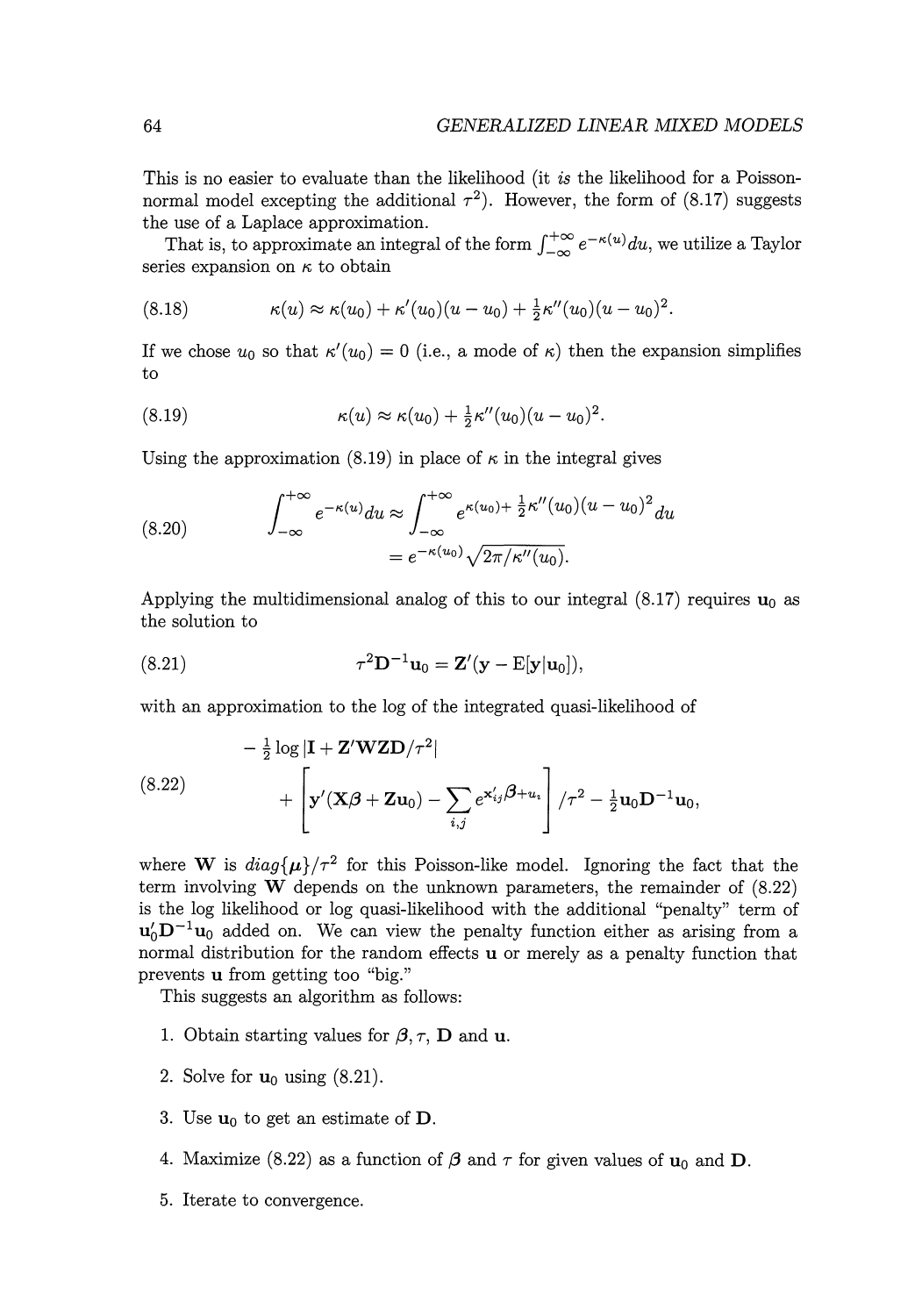This is no easier to evaluate than the likelihood (it *is* the likelihood for a Poisson-normal model excepting the additional $\tau^2$). However, the form of (8.17) suggests the use of a Laplace approximation.

That is, to approximate an integral of the form $\int_{-\infty}^{+\infty} e^{-\kappa(u)}du$, we utilize a Taylor series expansion on $\kappa$ to obtain

$$\kappa(u) \approx \kappa(u_0) + \kappa'(u_0)(u - u_0) + \tfrac{1}{2}\kappa''(u_0)(u - u_0)^2. \tag{8.18}$$

If we chose $u_0$ so that $\kappa'(u_0) = 0$ (i.e., a mode of $\kappa$) then the expansion simplifies to

$$\kappa(u) \approx \kappa(u_0) + \tfrac{1}{2}\kappa''(u_0)(u - u_0)^2. \tag{8.19}$$

Using the approximation (8.19) in place of $\kappa$ in the integral gives

$$\begin{aligned} \int_{-\infty}^{+\infty} e^{-\kappa(u)}du &\approx \int_{-\infty}^{+\infty} e^{\kappa(u_0) + \frac{1}{2}\kappa''(u_0)(u - u_0)^2} du \\ &= e^{-\kappa(u_0)}\sqrt{2\pi/\kappa''(u_0)}. \end{aligned} \tag{8.20}$$

Applying the multidimensional analog of this to our integral (8.17) requires $\mathbf{u}_0$ as the solution to

$$\tau^2\mathbf{D}^{-1}\mathbf{u}_0 = \mathbf{Z}'(\mathbf{y} - \mathrm{E}[\mathbf{y}|\mathbf{u}_0]), \tag{8.21}$$

with an approximation to the log of the integrated quasi-likelihood of

$$\begin{aligned} &-\tfrac{1}{2}\log|\mathbf{I} + \mathbf{Z}'\mathbf{W}\mathbf{Z}\mathbf{D}/\tau^2| \\ &\quad + \left[\mathbf{y}'(\mathbf{X}\boldsymbol{\beta} + \mathbf{Z}\mathbf{u}_0) - \sum_{i,j} e^{\mathbf{x}_{ij}'\boldsymbol{\beta} + u_i}\right]/\tau^2 - \tfrac{1}{2}\mathbf{u}_0\mathbf{D}^{-1}\mathbf{u}_0, \end{aligned} \tag{8.22}$$

where $\mathbf{W}$ is $diag\{\boldsymbol{\mu}\}/\tau^2$ for this Poisson-like model. Ignoring the fact that the term involving $\mathbf{W}$ depends on the unknown parameters, the remainder of (8.22) is the log likelihood or log quasi-likelihood with the additional "penalty" term of $\mathbf{u}_0'\mathbf{D}^{-1}\mathbf{u}_0$ added on. We can view the penalty function either as arising from a normal distribution for the random effects $\mathbf{u}$ or merely as a penalty function that prevents $\mathbf{u}$ from getting too "big."

This suggests an algorithm as follows:

1. Obtain starting values for $\boldsymbol{\beta}, \tau$, $\mathbf{D}$ and $\mathbf{u}$.
2. Solve for $\mathbf{u}_0$ using (8.21).
3. Use $\mathbf{u}_0$ to get an estimate of $\mathbf{D}$.
4. Maximize (8.22) as a function of $\boldsymbol{\beta}$ and $\tau$ for given values of $\mathbf{u}_0$ and $\mathbf{D}$.
5. Iterate to convergence.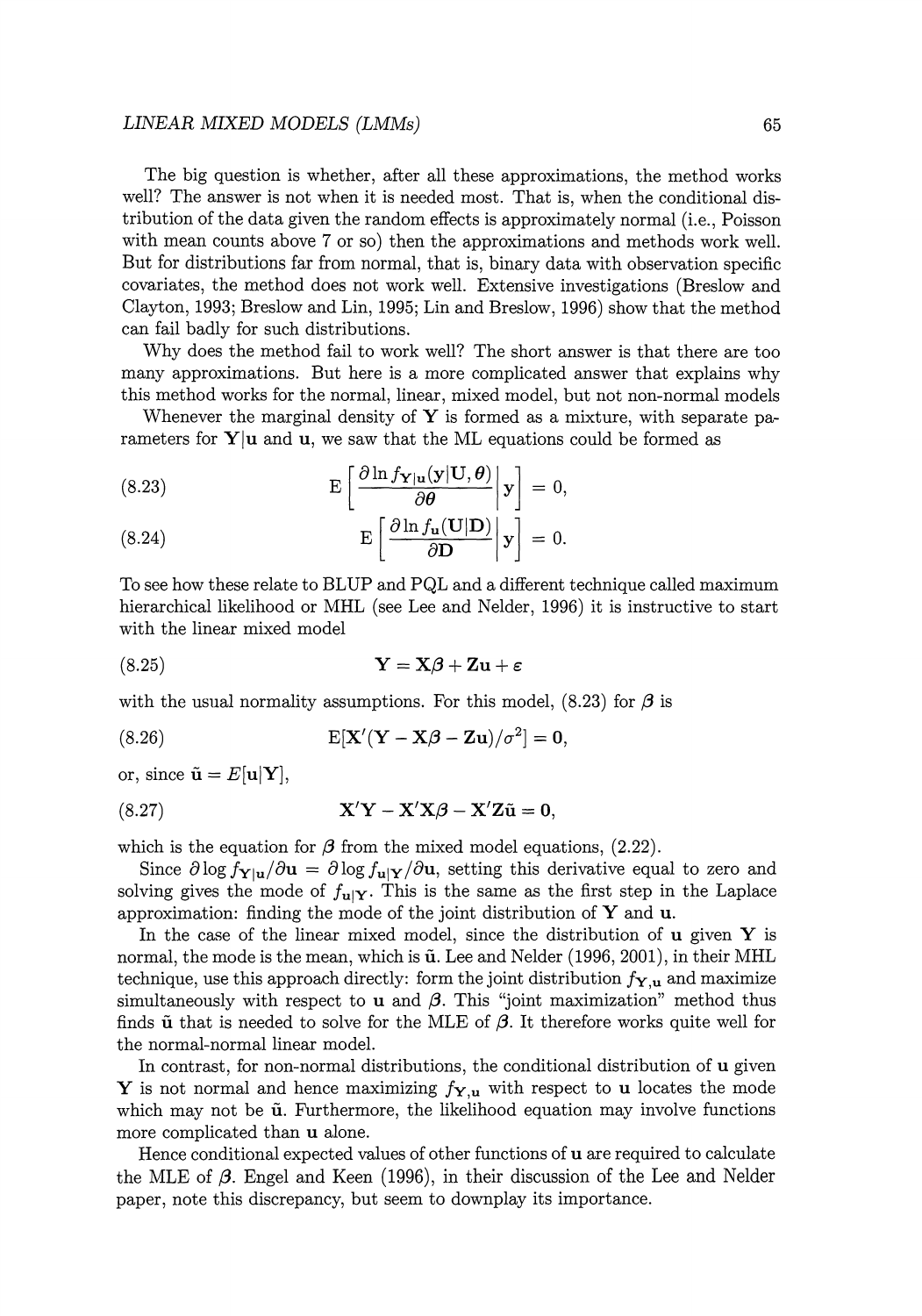The big question is whether, after all these approximations, the method works well? The answer is not when it is needed most. That is, when the conditional distribution of the data given the random effects is approximately normal (i.e., Poisson with mean counts above 7 or so) then the approximations and methods work well. But for distributions far from normal, that is, binary data with observation specific covariates, the method does not work well. Extensive investigations (Breslow and Clayton, 1993; Breslow and Lin, 1995; Lin and Breslow, 1996) show that the method can fail badly for such distributions.

Why does the method fail to work well? The short answer is that there are too many approximations. But here is a more complicated answer that explains why this method works for the normal, linear, mixed model, but not non-normal models

Whenever the marginal density of $\mathbf{Y}$ is formed as a mixture, with separate parameters for $\mathbf{Y}|\mathbf{u}$ and $\mathbf{u}$, we saw that the ML equations could be formed as

$$\mathrm{E}\left[\frac{\partial \ln f_{\mathbf{Y}|\mathbf{u}}(\mathbf{y}|\mathbf{U},\boldsymbol{\theta})}{\partial \boldsymbol{\theta}}\bigg|\,\mathbf{y}\right] = 0, \tag{8.23}$$

$$\mathrm{E}\left[\frac{\partial \ln f_{\mathbf{u}}(\mathbf{U}|\mathbf{D})}{\partial \mathbf{D}}\bigg|\,\mathbf{y}\right] = 0. \tag{8.24}$$

To see how these relate to BLUP and PQL and a different technique called maximum hierarchical likelihood or MHL (see Lee and Nelder, 1996) it is instructive to start with the linear mixed model

$$\mathbf{Y} = \mathbf{X}\boldsymbol{\beta} + \mathbf{Z}\mathbf{u} + \boldsymbol{\varepsilon} \tag{8.25}$$

with the usual normality assumptions. For this model, (8.23) for $\boldsymbol{\beta}$ is

$$\mathrm{E}[\mathbf{X}'(\mathbf{Y} - \mathbf{X}\boldsymbol{\beta} - \mathbf{Z}\mathbf{u})/\sigma^2] = \mathbf{0}, \tag{8.26}$$

or, since $\tilde{\mathbf{u}} = E[\mathbf{u}|\mathbf{Y}]$,

$$\mathbf{X}'\mathbf{Y} - \mathbf{X}'\mathbf{X}\boldsymbol{\beta} - \mathbf{X}'\mathbf{Z}\tilde{\mathbf{u}} = \mathbf{0}, \tag{8.27}$$

which is the equation for $\boldsymbol{\beta}$ from the mixed model equations, (2.22).

Since $\partial \log f_{\mathbf{Y}|\mathbf{u}}/\partial \mathbf{u} = \partial \log f_{\mathbf{u}|\mathbf{Y}}/\partial \mathbf{u}$, setting this derivative equal to zero and solving gives the mode of $f_{\mathbf{u}|\mathbf{Y}}$. This is the same as the first step in the Laplace approximation: finding the mode of the joint distribution of $\mathbf{Y}$ and $\mathbf{u}$.

In the case of the linear mixed model, since the distribution of $\mathbf{u}$ given $\mathbf{Y}$ is normal, the mode is the mean, which is $\tilde{\mathbf{u}}$. Lee and Nelder (1996, 2001), in their MHL technique, use this approach directly: form the joint distribution $f_{\mathbf{Y},\mathbf{u}}$ and maximize simultaneously with respect to $\mathbf{u}$ and $\boldsymbol{\beta}$. This "joint maximization" method thus finds $\tilde{\mathbf{u}}$ that is needed to solve for the MLE of $\boldsymbol{\beta}$. It therefore works quite well for the normal-normal linear model.

In contrast, for non-normal distributions, the conditional distribution of $\mathbf{u}$ given $\mathbf{Y}$ is not normal and hence maximizing $f_{\mathbf{Y},\mathbf{u}}$ with respect to $\mathbf{u}$ locates the mode which may not be $\tilde{\mathbf{u}}$. Furthermore, the likelihood equation may involve functions more complicated than $\mathbf{u}$ alone.

Hence conditional expected values of other functions of $\mathbf{u}$ are required to calculate the MLE of $\boldsymbol{\beta}$. Engel and Keen (1996), in their discussion of the Lee and Nelder paper, note this discrepancy, but seem to downplay its importance.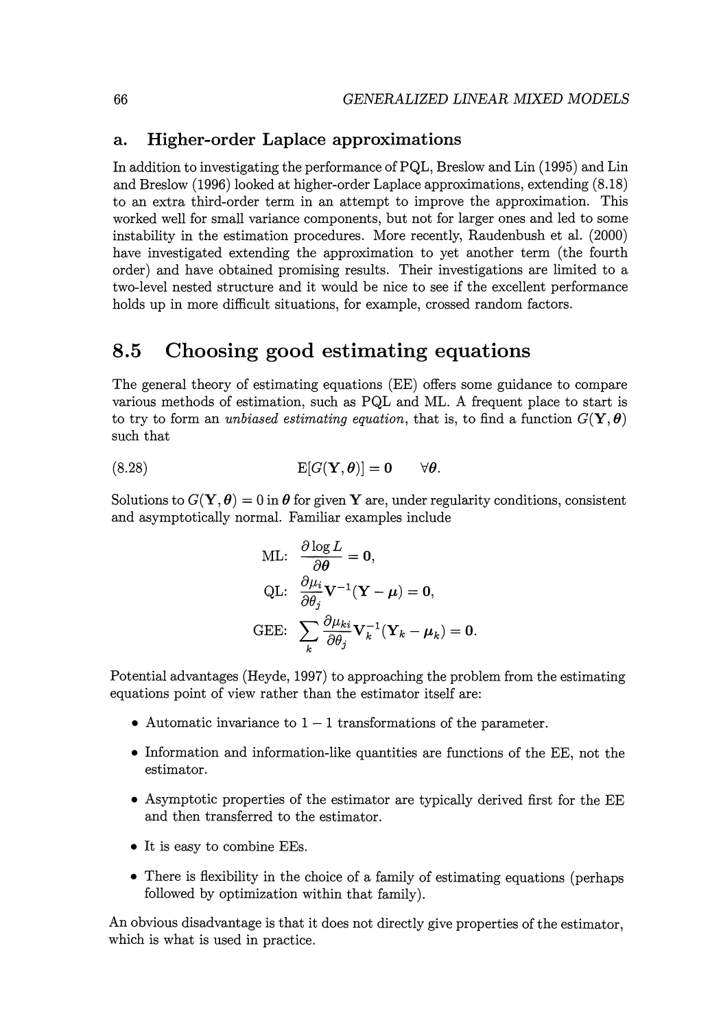### a. Higher-order Laplace approximations

In addition to investigating the performance of PQL, Breslow and Lin (1995) and Lin and Breslow (1996) looked at higher-order Laplace approximations, extending (8.18) to an extra third-order term in an attempt to improve the approximation. This worked well for small variance components, but not for larger ones and led to some instability in the estimation procedures. More recently, Raudenbush et al. (2000) have investigated extending the approximation to yet another term (the fourth order) and have obtained promising results. Their investigations are limited to a two-level nested structure and it would be nice to see if the excellent performance holds up in more difficult situations, for example, crossed random factors.

## 8.5 Choosing good estimating equations

The general theory of estimating equations (EE) offers some guidance to compare various methods of estimation, such as PQL and ML. A frequent place to start is to try to form an *unbiased estimating equation*, that is, to find a function $G(\mathbf{Y}, \boldsymbol{\theta})$ such that

$$\text{(8.28)} \qquad \mathrm{E}[G(\mathbf{Y}, \boldsymbol{\theta})] = \mathbf{0} \qquad \forall \boldsymbol{\theta}.$$

Solutions to $G(\mathbf{Y}, \boldsymbol{\theta}) = 0$ in $\boldsymbol{\theta}$ for given $\mathbf{Y}$ are, under regularity conditions, consistent and asymptotically normal. Familiar examples include

$$\text{ML:} \quad \frac{\partial \log L}{\partial \boldsymbol{\theta}} = \mathbf{0},$$

$$\text{QL:} \quad \frac{\partial \mu_i}{\partial \theta_j} \mathbf{V}^{-1}(\mathbf{Y} - \boldsymbol{\mu}) = \mathbf{0},$$

$$\text{GEE:} \quad \sum_k \frac{\partial \mu_{ki}}{\partial \theta_j} \mathbf{V}_k^{-1}(\mathbf{Y}_k - \boldsymbol{\mu}_k) = \mathbf{0}.$$

Potential advantages (Heyde, 1997) to approaching the problem from the estimating equations point of view rather than the estimator itself are:

- Automatic invariance to $1-1$ transformations of the parameter.
- Information and information-like quantities are functions of the EE, not the estimator.
- Asymptotic properties of the estimator are typically derived first for the EE and then transferred to the estimator.
- It is easy to combine EEs.
- There is flexibility in the choice of a family of estimating equations (perhaps followed by optimization within that family).

An obvious disadvantage is that it does not directly give properties of the estimator, which is what is used in practice.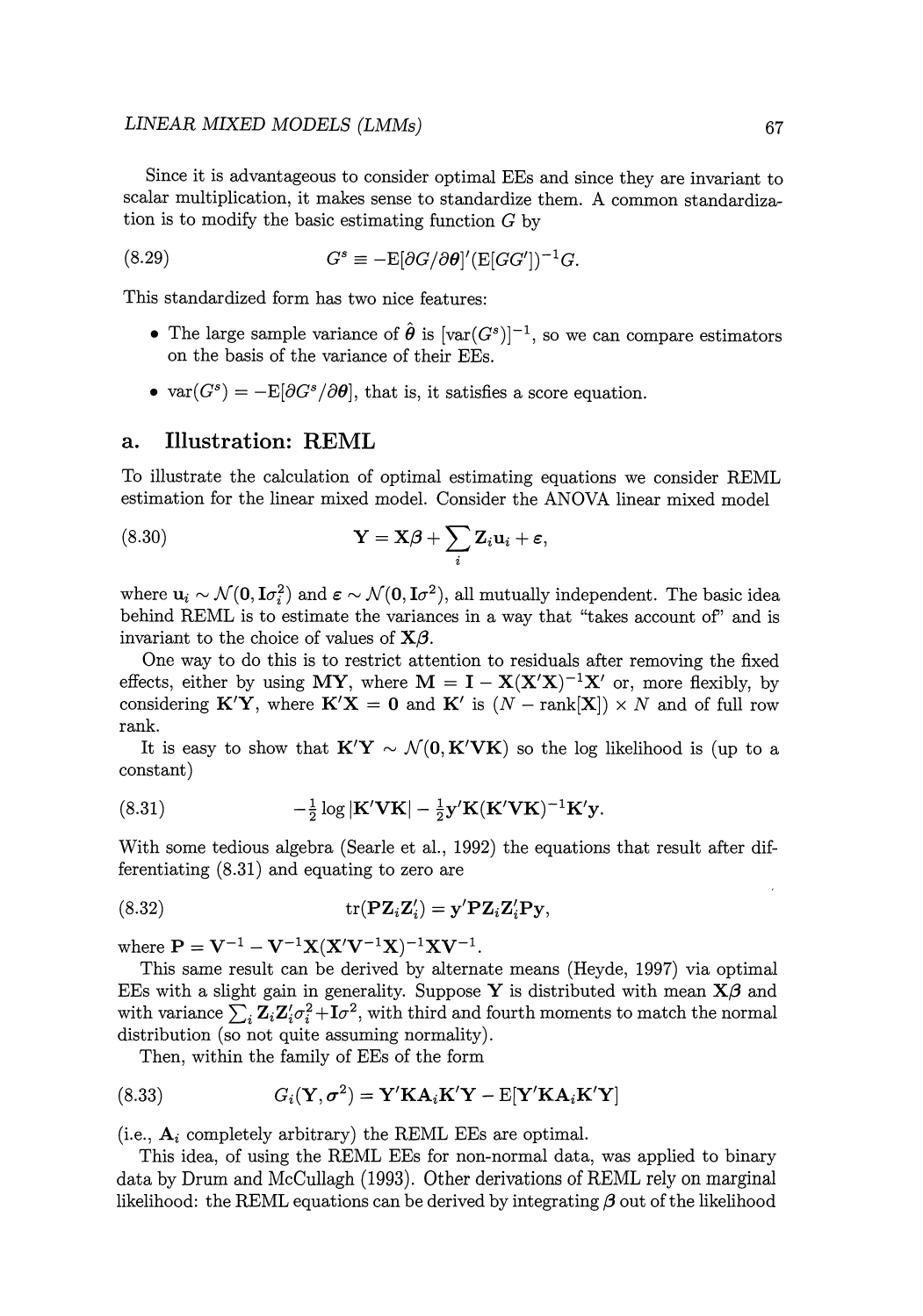Since it is advantageous to consider optimal EEs and since they are invariant to scalar multiplication, it makes sense to standardize them. A common standardization is to modify the basic estimating function $G$ by

$$G^s \equiv -\mathrm{E}[\partial G/\partial \boldsymbol{\theta}]'(\mathrm{E}[GG'])^{-1}G. \tag{8.29}$$

This standardized form has two nice features:

- The large sample variance of $\hat{\boldsymbol{\theta}}$ is $[\mathrm{var}(G^s)]^{-1}$, so we can compare estimators on the basis of the variance of their EEs.
- $\mathrm{var}(G^s) = -\mathrm{E}[\partial G^s/\partial \boldsymbol{\theta}]$, that is, it satisfies a score equation.

## a. Illustration: REML

To illustrate the calculation of optimal estimating equations we consider REML estimation for the linear mixed model. Consider the ANOVA linear mixed model

$$\mathbf{Y} = \mathbf{X}\boldsymbol{\beta} + \sum_i \mathbf{Z}_i \mathbf{u}_i + \boldsymbol{\varepsilon}, \tag{8.30}$$

where $\mathbf{u}_i \sim \mathcal{N}(\mathbf{0}, \mathbf{I}\sigma_i^2)$ and $\boldsymbol{\varepsilon} \sim \mathcal{N}(\mathbf{0}, \mathbf{I}\sigma^2)$, all mutually independent. The basic idea behind REML is to estimate the variances in a way that "takes account of" and is invariant to the choice of values of $\mathbf{X}\boldsymbol{\beta}$.

One way to do this is to restrict attention to residuals after removing the fixed effects, either by using $\mathbf{MY}$, where $\mathbf{M} = \mathbf{I} - \mathbf{X}(\mathbf{X}'\mathbf{X})^{-1}\mathbf{X}'$ or, more flexibly, by considering $\mathbf{K}'\mathbf{Y}$, where $\mathbf{K}'\mathbf{X} = \mathbf{0}$ and $\mathbf{K}'$ is $(N - \mathrm{rank}[\mathbf{X}]) \times N$ and of full row rank.

It is easy to show that $\mathbf{K}'\mathbf{Y} \sim \mathcal{N}(\mathbf{0}, \mathbf{K}'\mathbf{V}\mathbf{K})$ so the log likelihood is (up to a constant)

$$-\tfrac{1}{2}\log|\mathbf{K}'\mathbf{V}\mathbf{K}| - \tfrac{1}{2}\mathbf{y}'\mathbf{K}(\mathbf{K}'\mathbf{V}\mathbf{K})^{-1}\mathbf{K}'\mathbf{y}. \tag{8.31}$$

With some tedious algebra (Searle et al., 1992) the equations that result after differentiating (8.31) and equating to zero are

$$\mathrm{tr}(\mathbf{P}\mathbf{Z}_i\mathbf{Z}_i') = \mathbf{y}'\mathbf{P}\mathbf{Z}_i\mathbf{Z}_i'\mathbf{P}\mathbf{y}, \tag{8.32}$$

where $\mathbf{P} = \mathbf{V}^{-1} - \mathbf{V}^{-1}\mathbf{X}(\mathbf{X}'\mathbf{V}^{-1}\mathbf{X})^{-1}\mathbf{X}\mathbf{V}^{-1}$.

This same result can be derived by alternate means (Heyde, 1997) via optimal EEs with a slight gain in generality. Suppose $\mathbf{Y}$ is distributed with mean $\mathbf{X}\boldsymbol{\beta}$ and with variance $\sum_i \mathbf{Z}_i\mathbf{Z}_i'\sigma_i^2 + \mathbf{I}\sigma^2$, with third and fourth moments to match the normal distribution (so not quite assuming normality).

Then, within the family of EEs of the form

$$G_i(\mathbf{Y}, \boldsymbol{\sigma}^2) = \mathbf{Y}'\mathbf{K}\mathbf{A}_i\mathbf{K}'\mathbf{Y} - \mathrm{E}[\mathbf{Y}'\mathbf{K}\mathbf{A}_i\mathbf{K}'\mathbf{Y}] \tag{8.33}$$

(i.e., $\mathbf{A}_i$ completely arbitrary) the REML EEs are optimal.

This idea, of using the REML EEs for non-normal data, was applied to binary data by Drum and McCullagh (1993). Other derivations of REML rely on marginal likelihood: the REML equations can be derived by integrating $\boldsymbol{\beta}$ out of the likelihood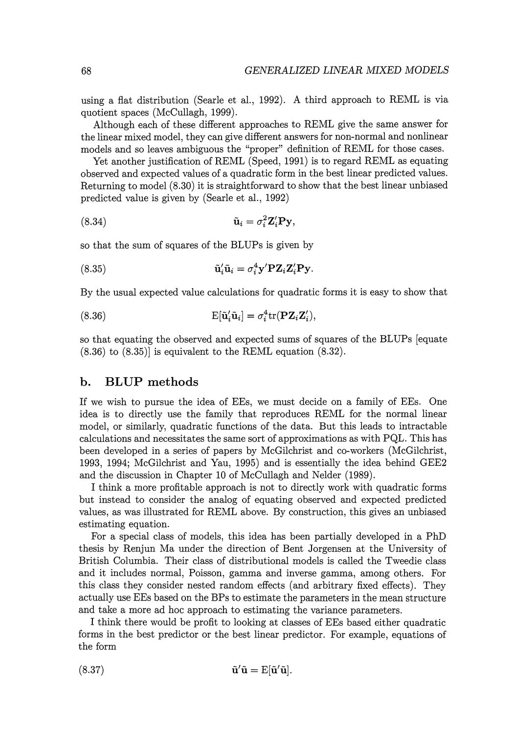using a flat distribution (Searle et al., 1992). A third approach to REML is via quotient spaces (McCullagh, 1999).

Although each of these different approaches to REML give the same answer for the linear mixed model, they can give different answers for non-normal and nonlinear models and so leaves ambiguous the "proper" definition of REML for those cases.

Yet another justification of REML (Speed, 1991) is to regard REML as equating observed and expected values of a quadratic form in the best linear predicted values. Returning to model (8.30) it is straightforward to show that the best linear unbiased predicted value is given by (Searle et al., 1992)

$$\tilde{\mathbf{u}}_i = \sigma_i^2 \mathbf{Z}_i' \mathbf{P} \mathbf{y}, \tag{8.34}$$

so that the sum of squares of the BLUPs is given by

$$\tilde{\mathbf{u}}_i' \tilde{\mathbf{u}}_i = \sigma_i^4 \mathbf{y}' \mathbf{P} \mathbf{Z}_i \mathbf{Z}_i' \mathbf{P} \mathbf{y}. \tag{8.35}$$

By the usual expected value calculations for quadratic forms it is easy to show that

$$\mathrm{E}[\tilde{\mathbf{u}}_i' \tilde{\mathbf{u}}_i] = \sigma_i^4 \mathrm{tr}(\mathbf{P} \mathbf{Z}_i \mathbf{Z}_i'), \tag{8.36}$$

so that equating the observed and expected sums of squares of the BLUPs [equate (8.36) to (8.35)] is equivalent to the REML equation (8.32).

## b. BLUP methods

If we wish to pursue the idea of EEs, we must decide on a family of EEs. One idea is to directly use the family that reproduces REML for the normal linear model, or similarly, quadratic functions of the data. But this leads to intractable calculations and necessitates the same sort of approximations as with PQL. This has been developed in a series of papers by McGilchrist and co-workers (McGilchrist, 1993, 1994; McGilchrist and Yau, 1995) and is essentially the idea behind GEE2 and the discussion in Chapter 10 of McCullagh and Nelder (1989).

I think a more profitable approach is not to directly work with quadratic forms but instead to consider the analog of equating observed and expected predicted values, as was illustrated for REML above. By construction, this gives an unbiased estimating equation.

For a special class of models, this idea has been partially developed in a PhD thesis by Renjun Ma under the direction of Bent Jorgensen at the University of British Columbia. Their class of distributional models is called the Tweedie class and it includes normal, Poisson, gamma and inverse gamma, among others. For this class they consider nested random effects (and arbitrary fixed effects). They actually use EEs based on the BPs to estimate the parameters in the mean structure and take a more ad hoc approach to estimating the variance parameters.

I think there would be profit to looking at classes of EEs based either quadratic forms in the best predictor or the best linear predictor. For example, equations of the form

$$\tilde{\mathbf{u}}' \tilde{\mathbf{u}} = \mathrm{E}[\tilde{\mathbf{u}}' \tilde{\mathbf{u}}]. \tag{8.37}$$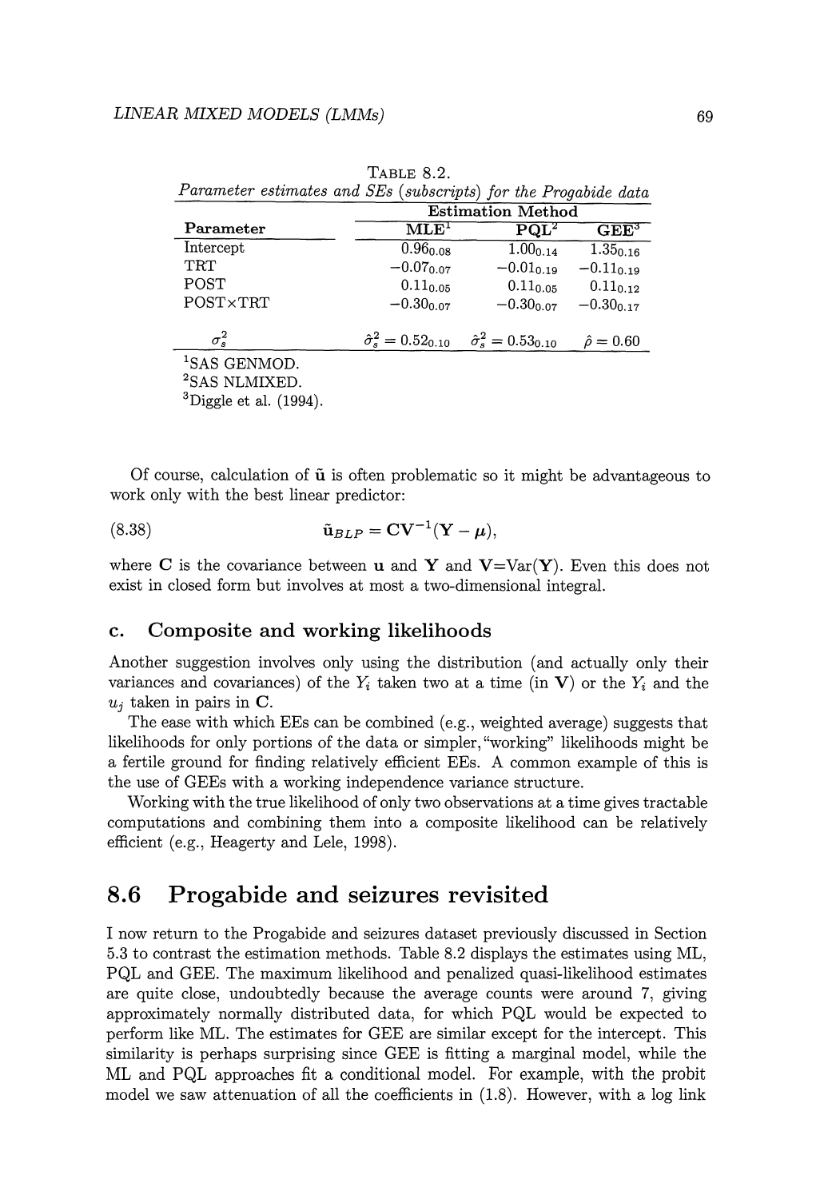TABLE 8.2.
*Parameter estimates and SEs (subscripts) for the Progabide data*

| Parameter | Estimation Method | | |
|---|---|---|---|
| | MLE[1] | PQL[2] | GEE[3] |
| Intercept | $0.96_{0.08}$ | $1.00_{0.14}$ | $1.35_{0.16}$ |
| TRT | $-0.07_{0.07}$ | $-0.01_{0.19}$ | $-0.11_{0.19}$ |
| POST | $0.11_{0.05}$ | $0.11_{0.05}$ | $0.11_{0.12}$ |
| POST×TRT | $-0.30_{0.07}$ | $-0.30_{0.07}$ | $-0.30_{0.17}$ |
| $\sigma_s^2$ | $\hat{\sigma}_s^2 = 0.52_{0.10}$ | $\hat{\sigma}_s^2 = 0.53_{0.10}$ | $\hat{\rho} = 0.60$ |

[1]SAS GENMOD.
[2]SAS NLMIXED.
[3]Diggle et al. (1994).

Of course, calculation of $\tilde{\mathbf{u}}$ is often problematic so it might be advantageous to work only with the best linear predictor:

$$\tilde{\mathbf{u}}_{BLP} = \mathbf{C}\mathbf{V}^{-1}(\mathbf{Y} - \boldsymbol{\mu}), \tag{8.38}$$

where $\mathbf{C}$ is the covariance between $\mathbf{u}$ and $\mathbf{Y}$ and $\mathbf{V}$=Var($\mathbf{Y}$). Even this does not exist in closed form but involves at most a two-dimensional integral.

### c. Composite and working likelihoods

Another suggestion involves only using the distribution (and actually only their variances and covariances) of the $Y_i$ taken two at a time (in $\mathbf{V}$) or the $Y_i$ and the $u_j$ taken in pairs in $\mathbf{C}$.

The ease with which EEs can be combined (e.g., weighted average) suggests that likelihoods for only portions of the data or simpler, "working" likelihoods might be a fertile ground for finding relatively efficient EEs. A common example of this is the use of GEEs with a working independence variance structure.

Working with the true likelihood of only two observations at a time gives tractable computations and combining them into a composite likelihood can be relatively efficient (e.g., Heagerty and Lele, 1998).

## 8.6 Progabide and seizures revisited

I now return to the Progabide and seizures dataset previously discussed in Section 5.3 to contrast the estimation methods. Table 8.2 displays the estimates using ML, PQL and GEE. The maximum likelihood and penalized quasi-likelihood estimates are quite close, undoubtedly because the average counts were around 7, giving approximately normally distributed data, for which PQL would be expected to perform like ML. The estimates for GEE are similar except for the intercept. This similarity is perhaps surprising since GEE is fitting a marginal model, while the ML and PQL approaches fit a conditional model. For example, with the probit model we saw attenuation of all the coefficients in (1.8). However, with a log link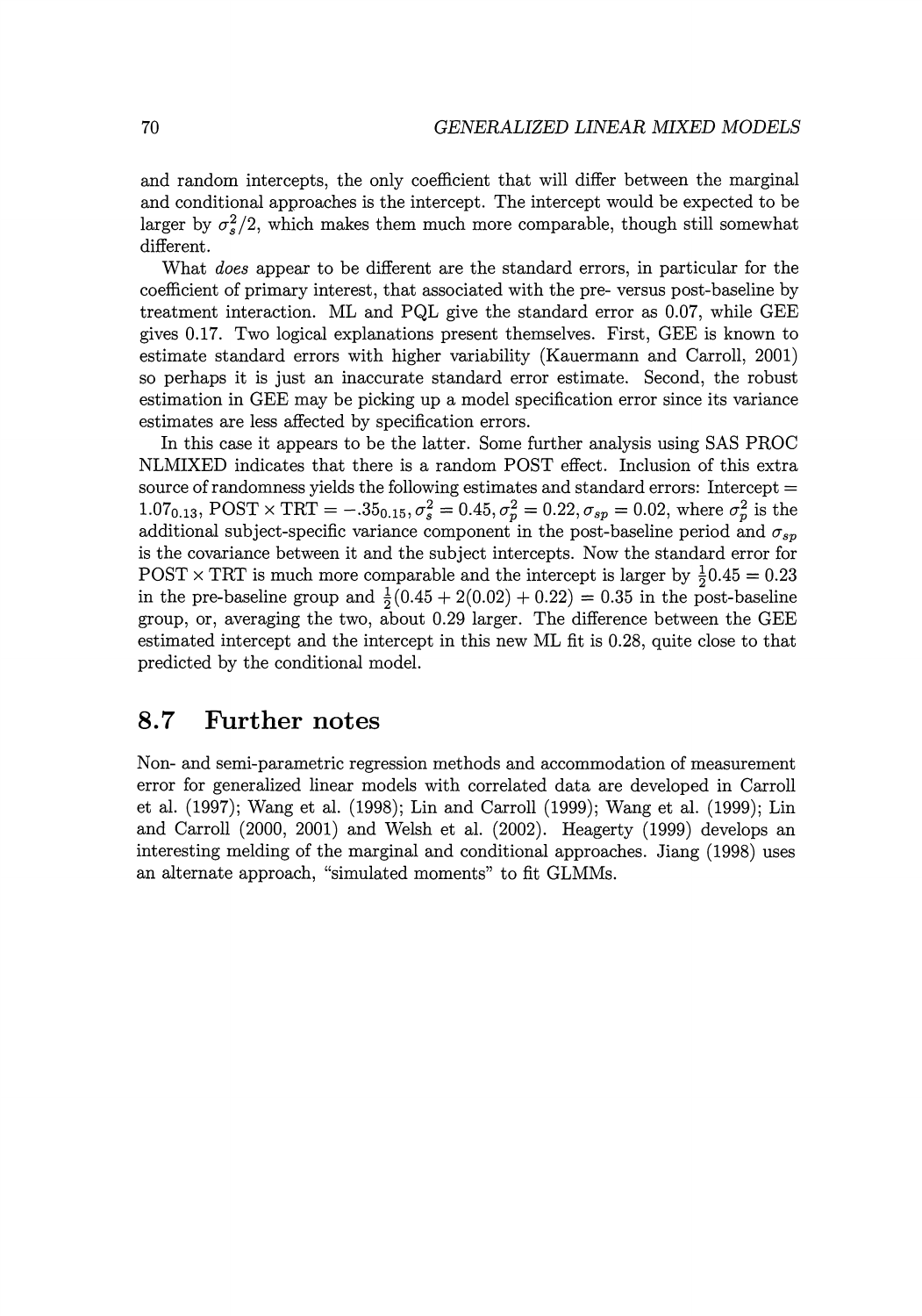and random intercepts, the only coefficient that will differ between the marginal and conditional approaches is the intercept. The intercept would be expected to be larger by $\sigma_s^2/2$, which makes them much more comparable, though still somewhat different.

What *does* appear to be different are the standard errors, in particular for the coefficient of primary interest, that associated with the pre- versus post-baseline by treatment interaction. ML and PQL give the standard error as 0.07, while GEE gives 0.17. Two logical explanations present themselves. First, GEE is known to estimate standard errors with higher variability (Kauermann and Carroll, 2001) so perhaps it is just an inaccurate standard error estimate. Second, the robust estimation in GEE may be picking up a model specification error since its variance estimates are less affected by specification errors.

In this case it appears to be the latter. Some further analysis using SAS PROC NLMIXED indicates that there is a random POST effect. Inclusion of this extra source of randomness yields the following estimates and standard errors: Intercept = $1.07_{0.13}$, POST $\times$ TRT = $-.35_{0.15}$, $\sigma_s^2 = 0.45$, $\sigma_p^2 = 0.22$, $\sigma_{sp} = 0.02$, where $\sigma_p^2$ is the additional subject-specific variance component in the post-baseline period and $\sigma_{sp}$ is the covariance between it and the subject intercepts. Now the standard error for POST $\times$ TRT is much more comparable and the intercept is larger by $\frac{1}{2}0.45 = 0.23$ in the pre-baseline group and $\frac{1}{2}(0.45 + 2(0.02) + 0.22) = 0.35$ in the post-baseline group, or, averaging the two, about 0.29 larger. The difference between the GEE estimated intercept and the intercept in this new ML fit is 0.28, quite close to that predicted by the conditional model.

## 8.7 Further notes

Non- and semi-parametric regression methods and accommodation of measurement error for generalized linear models with correlated data are developed in Carroll et al. (1997); Wang et al. (1998); Lin and Carroll (1999); Wang et al. (1999); Lin and Carroll (2000, 2001) and Welsh et al. (2002). Heagerty (1999) develops an interesting melding of the marginal and conditional approaches. Jiang (1998) uses an alternate approach, "simulated moments" to fit GLMMs.